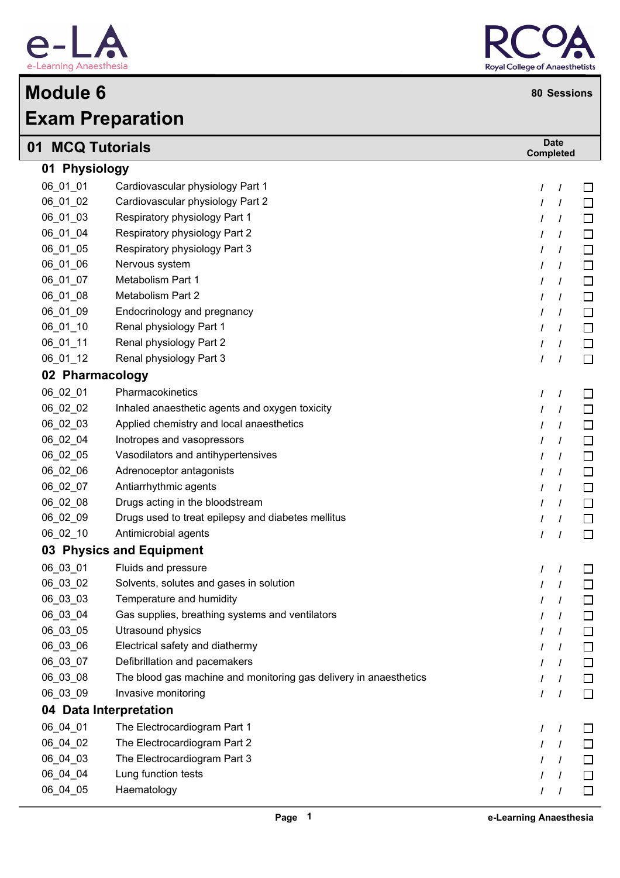# Module 6

# Exam Preparation

**80 Sessions**

## 01 MCQ Tutorials

### 01 Physiology

| | | Date Completed | |
|---|---|---|---|
| 06_01_01 | Cardiovascular physiology Part 1 | / / | ☐ |
| 06_01_02 | Cardiovascular physiology Part 2 | / / | ☐ |
| 06_01_03 | Respiratory physiology Part 1 | / / | ☐ |
| 06_01_04 | Respiratory physiology Part 2 | / / | ☐ |
| 06_01_05 | Respiratory physiology Part 3 | / / | ☐ |
| 06_01_06 | Nervous system | / / | ☐ |
| 06_01_07 | Metabolism Part 1 | / / | ☐ |
| 06_01_08 | Metabolism Part 2 | / / | ☐ |
| 06_01_09 | Endocrinology and pregnancy | / / | ☐ |
| 06_01_10 | Renal physiology Part 1 | / / | ☐ |
| 06_01_11 | Renal physiology Part 2 | / / | ☐ |
| 06_01_12 | Renal physiology Part 3 | / / | ☐ |

### 02 Pharmacology

| | | | |
|---|---|---|---|
| 06_02_01 | Pharmacokinetics | / / | ☐ |
| 06_02_02 | Inhaled anaesthetic agents and oxygen toxicity | / / | ☐ |
| 06_02_03 | Applied chemistry and local anaesthetics | / / | ☐ |
| 06_02_04 | Inotropes and vasopressors | / / | ☐ |
| 06_02_05 | Vasodilators and antihypertensives | / / | ☐ |
| 06_02_06 | Adrenoceptor antagonists | / / | ☐ |
| 06_02_07 | Antiarrhythmic agents | / / | ☐ |
| 06_02_08 | Drugs acting in the bloodstream | / / | ☐ |
| 06_02_09 | Drugs used to treat epilepsy and diabetes mellitus | / / | ☐ |
| 06_02_10 | Antimicrobial agents | / / | ☐ |

### 03 Physics and Equipment

| | | | |
|---|---|---|---|
| 06_03_01 | Fluids and pressure | / / | ☐ |
| 06_03_02 | Solvents, solutes and gases in solution | / / | ☐ |
| 06_03_03 | Temperature and humidity | / / | ☐ |
| 06_03_04 | Gas supplies, breathing systems and ventilators | / / | ☐ |
| 06_03_05 | Utrasound physics | / / | ☐ |
| 06_03_06 | Electrical safety and diathermy | / / | ☐ |
| 06_03_07 | Defibrillation and pacemakers | / / | ☐ |
| 06_03_08 | The blood gas machine and monitoring gas delivery in anaesthetics | / / | ☐ |
| 06_03_09 | Invasive monitoring | / / | ☐ |

### 04 Data Interpretation

| | | | |
|---|---|---|---|
| 06_04_01 | The Electrocardiogram Part 1 | / / | ☐ |
| 06_04_02 | The Electrocardiogram Part 2 | / / | ☐ |
| 06_04_03 | The Electrocardiogram Part 3 | / / | ☐ |
| 06_04_04 | Lung function tests | / / | ☐ |
| 06_04_05 | Haematology | / / | ☐ |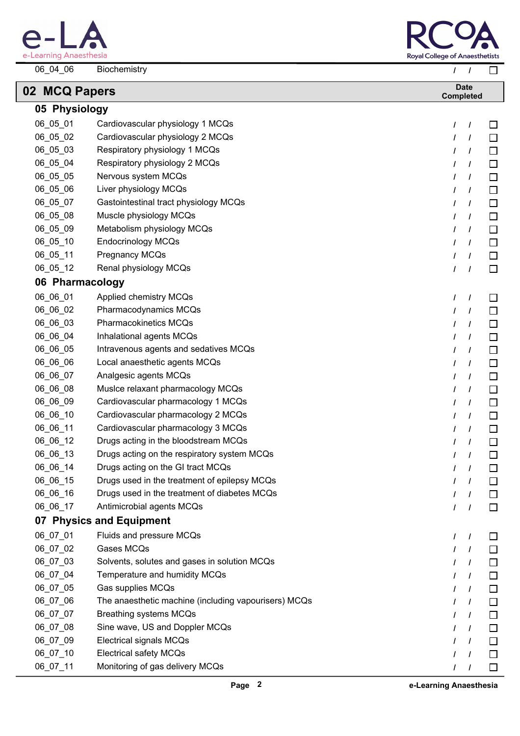| | | | |
|---|---|---|---|
| 06_04_06 | Biochemistry | / / | ☐ |

## 02 MCQ Papers

| | | Date Completed | |
|---|---|---|---|

### 05 Physiology

| | | | |
|---|---|---|---|
| 06_05_01 | Cardiovascular physiology 1 MCQs | / / | ☐ |
| 06_05_02 | Cardiovascular physiology 2 MCQs | / / | ☐ |
| 06_05_03 | Respiratory physiology 1 MCQs | / / | ☐ |
| 06_05_04 | Respiratory physiology 2 MCQs | / / | ☐ |
| 06_05_05 | Nervous system MCQs | / / | ☐ |
| 06_05_06 | Liver physiology MCQs | / / | ☐ |
| 06_05_07 | Gastointestinal tract physiology MCQs | / / | ☐ |
| 06_05_08 | Muscle physiology MCQs | / / | ☐ |
| 06_05_09 | Metabolism physiology MCQs | / / | ☐ |
| 06_05_10 | Endocrinology MCQs | / / | ☐ |
| 06_05_11 | Pregnancy MCQs | / / | ☐ |
| 06_05_12 | Renal physiology MCQs | / / | ☐ |

### 06 Pharmacology

| | | | |
|---|---|---|---|
| 06_06_01 | Applied chemistry MCQs | / / | ☐ |
| 06_06_02 | Pharmacodynamics MCQs | / / | ☐ |
| 06_06_03 | Pharmacokinetics MCQs | / / | ☐ |
| 06_06_04 | Inhalational agents MCQs | / / | ☐ |
| 06_06_05 | Intravenous agents and sedatives MCQs | / / | ☐ |
| 06_06_06 | Local anaesthetic agents MCQs | / / | ☐ |
| 06_06_07 | Analgesic agents MCQs | / / | ☐ |
| 06_06_08 | Muslce relaxant pharmacology MCQs | / / | ☐ |
| 06_06_09 | Cardiovascular pharmacology 1 MCQs | / / | ☐ |
| 06_06_10 | Cardiovascular pharmacology 2 MCQs | / / | ☐ |
| 06_06_11 | Cardiovascular pharmacology 3 MCQs | / / | ☐ |
| 06_06_12 | Drugs acting in the bloodstream MCQs | / / | ☐ |
| 06_06_13 | Drugs acting on the respiratory system MCQs | / / | ☐ |
| 06_06_14 | Drugs acting on the GI tract MCQs | / / | ☐ |
| 06_06_15 | Drugs used in the treatment of epilepsy MCQs | / / | ☐ |
| 06_06_16 | Drugs used in the treatment of diabetes MCQs | / / | ☐ |
| 06_06_17 | Antimicrobial agents MCQs | / / | ☐ |

### 07 Physics and Equipment

| | | | |
|---|---|---|---|
| 06_07_01 | Fluids and pressure MCQs | / / | ☐ |
| 06_07_02 | Gases MCQs | / / | ☐ |
| 06_07_03 | Solvents, solutes and gases in solution MCQs | / / | ☐ |
| 06_07_04 | Temperature and humidity MCQs | / / | ☐ |
| 06_07_05 | Gas supplies MCQs | / / | ☐ |
| 06_07_06 | The anaesthetic machine (including vapourisers) MCQs | / / | ☐ |
| 06_07_07 | Breathing systems MCQs | / / | ☐ |
| 06_07_08 | Sine wave, US and Doppler MCQs | / / | ☐ |
| 06_07_09 | Electrical signals MCQs | / / | ☐ |
| 06_07_10 | Electrical safety MCQs | / / | ☐ |
| 06_07_11 | Monitoring of gas delivery MCQs | / / | ☐ |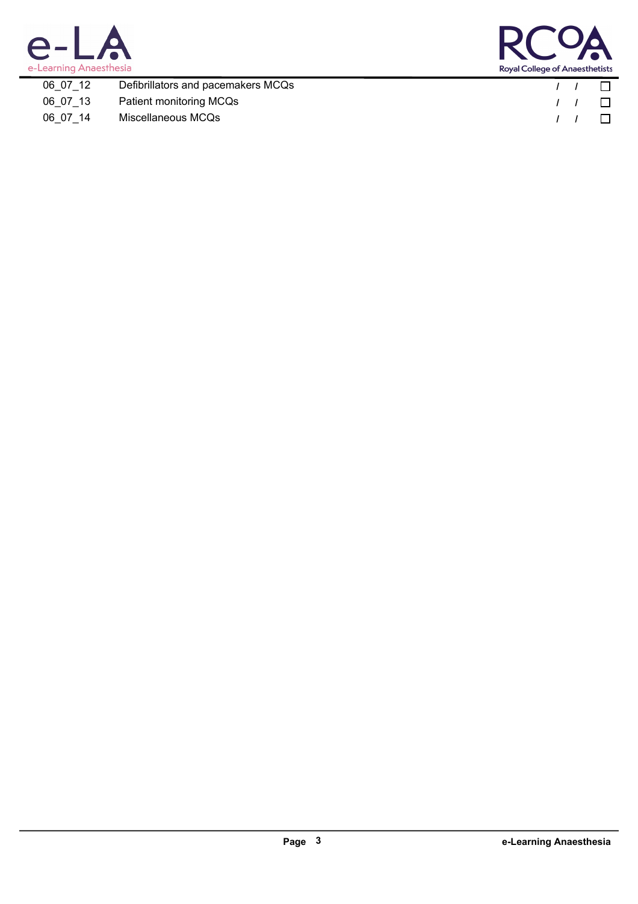| | | | |
|---|---|---|---|
| 06_07_12 | Defibrillators and pacemakers MCQs | / / | ☐ |
| 06_07_13 | Patient monitoring MCQs | / / | ☐ |
| 06_07_14 | Miscellaneous MCQs | / / | ☐ |